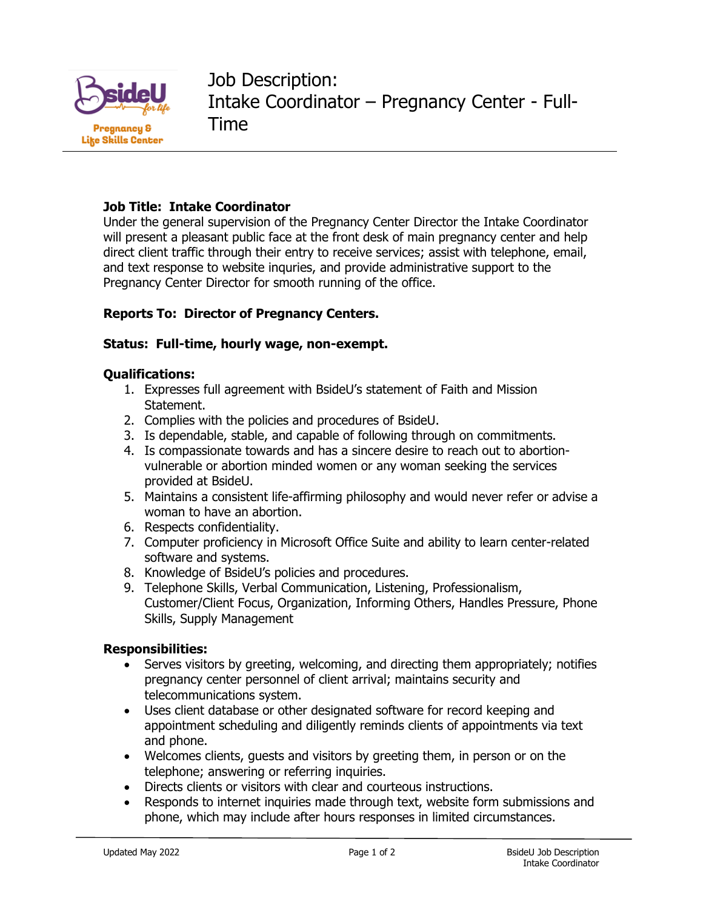# Job Description:
# Intake Coordinator – Pregnancy Center - Full-Time

**Job Title: Intake Coordinator**

Under the general supervision of the Pregnancy Center Director the Intake Coordinator will present a pleasant public face at the front desk of main pregnancy center and help direct client traffic through their entry to receive services; assist with telephone, email, and text response to website inquries, and provide administrative support to the Pregnancy Center Director for smooth running of the office.

**Reports To: Director of Pregnancy Centers.**

**Status: Full-time, hourly wage, non-exempt.**

**Qualifications:**

1. Expresses full agreement with BsideU's statement of Faith and Mission Statement.
2. Complies with the policies and procedures of BsideU.
3. Is dependable, stable, and capable of following through on commitments.
4. Is compassionate towards and has a sincere desire to reach out to abortion-vulnerable or abortion minded women or any woman seeking the services provided at BsideU.
5. Maintains a consistent life-affirming philosophy and would never refer or advise a woman to have an abortion.
6. Respects confidentiality.
7. Computer proficiency in Microsoft Office Suite and ability to learn center-related software and systems.
8. Knowledge of BsideU's policies and procedures.
9. Telephone Skills, Verbal Communication, Listening, Professionalism, Customer/Client Focus, Organization, Informing Others, Handles Pressure, Phone Skills, Supply Management

**Responsibilities:**

- Serves visitors by greeting, welcoming, and directing them appropriately; notifies pregnancy center personnel of client arrival; maintains security and telecommunications system.
- Uses client database or other designated software for record keeping and appointment scheduling and diligently reminds clients of appointments via text and phone.
- Welcomes clients, guests and visitors by greeting them, in person or on the telephone; answering or referring inquiries.
- Directs clients or visitors with clear and courteous instructions.
- Responds to internet inquiries made through text, website form submissions and phone, which may include after hours responses in limited circumstances.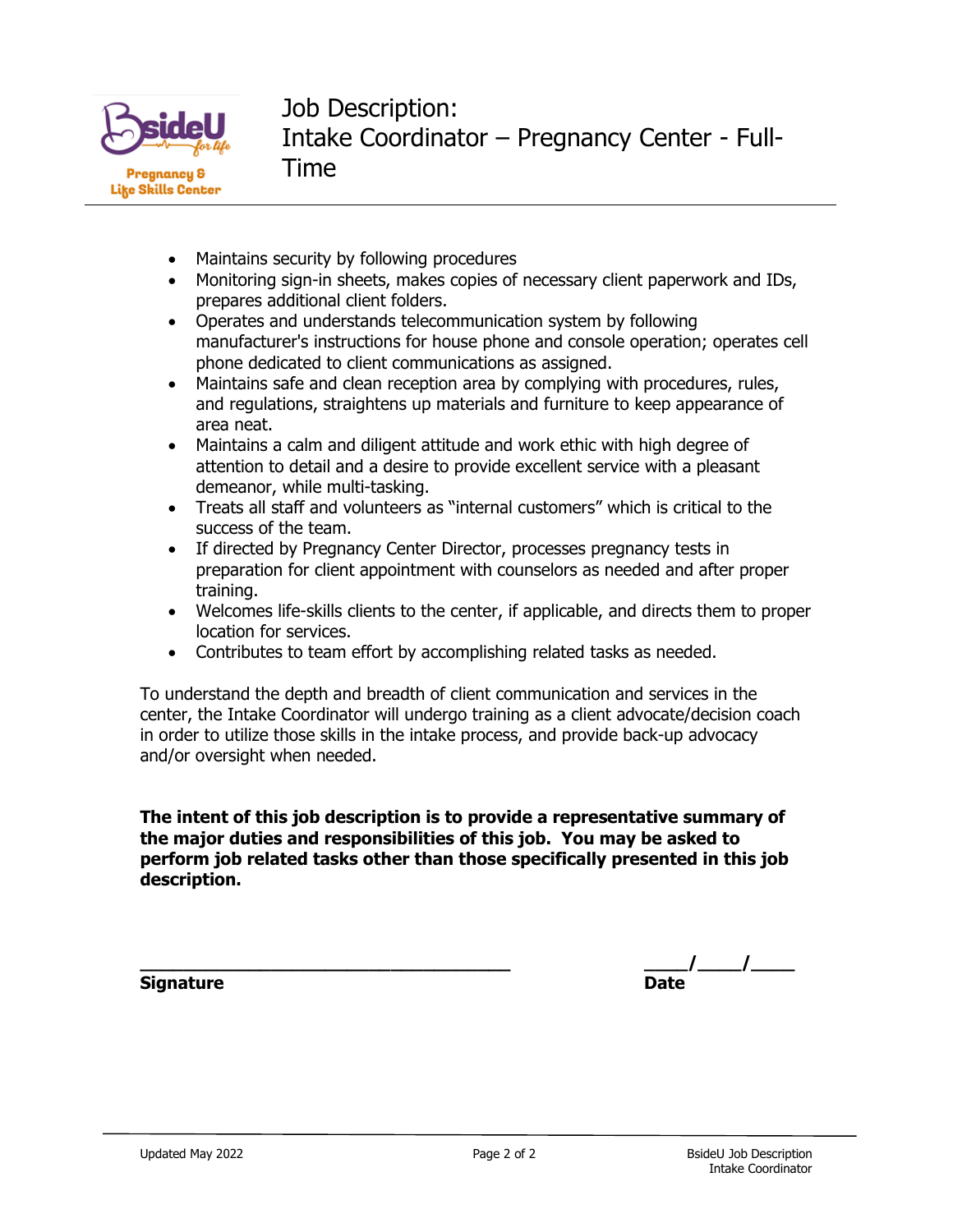# Job Description:
# Intake Coordinator – Pregnancy Center - Full-Time

- Maintains security by following procedures
- Monitoring sign-in sheets, makes copies of necessary client paperwork and IDs, prepares additional client folders.
- Operates and understands telecommunication system by following manufacturer's instructions for house phone and console operation; operates cell phone dedicated to client communications as assigned.
- Maintains safe and clean reception area by complying with procedures, rules, and regulations, straightens up materials and furniture to keep appearance of area neat.
- Maintains a calm and diligent attitude and work ethic with high degree of attention to detail and a desire to provide excellent service with a pleasant demeanor, while multi-tasking.
- Treats all staff and volunteers as "internal customers" which is critical to the success of the team.
- If directed by Pregnancy Center Director, processes pregnancy tests in preparation for client appointment with counselors as needed and after proper training.
- Welcomes life-skills clients to the center, if applicable, and directs them to proper location for services.
- Contributes to team effort by accomplishing related tasks as needed.

To understand the depth and breadth of client communication and services in the center, the Intake Coordinator will undergo training as a client advocate/decision coach in order to utilize those skills in the intake process, and provide back-up advocacy and/or oversight when needed.

**The intent of this job description is to provide a representative summary of the major duties and responsibilities of this job. You may be asked to perform job related tasks other than those specifically presented in this job description.**

**\_\_\_\_\_\_\_\_\_\_\_\_\_\_\_\_\_\_\_\_\_\_\_\_\_\_\_\_\_\_\_\_\_\_\_\_**
**Signature**

**\_\_\_\_/\_\_\_\_/\_\_\_\_**
**Date**